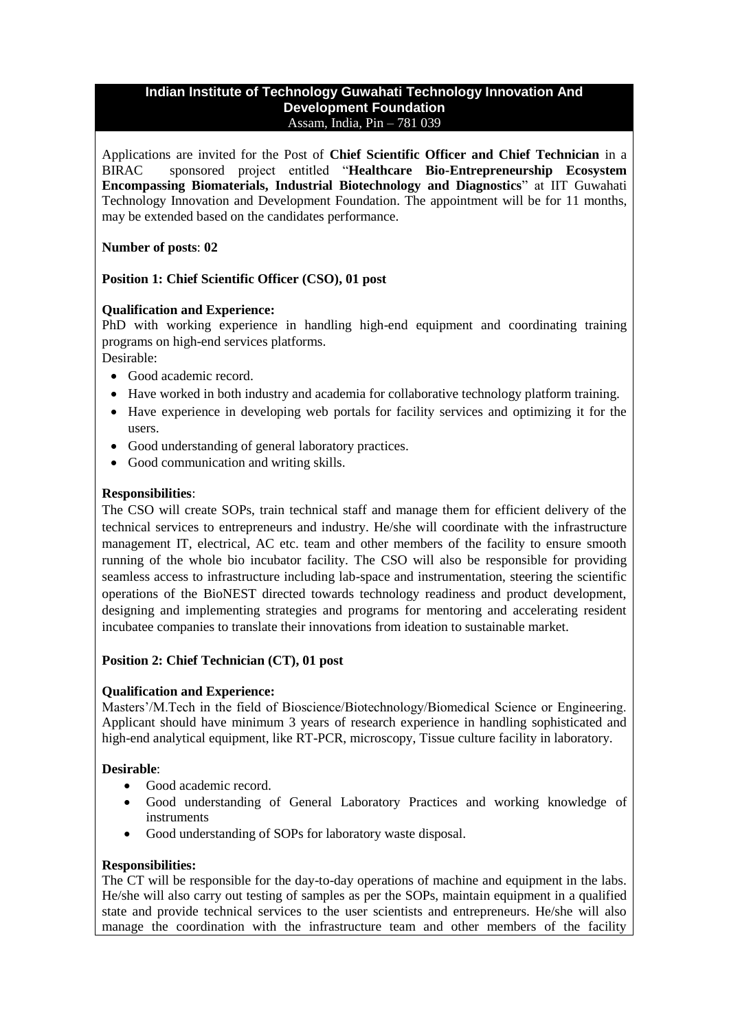**Indian Institute of Technology Guwahati Technology Innovation And Development Foundation**
Assam, India, Pin – 781 039

Applications are invited for the Post of **Chief Scientific Officer and Chief Technician** in a BIRAC sponsored project entitled "**Healthcare Bio-Entrepreneurship Ecosystem Encompassing Biomaterials, Industrial Biotechnology and Diagnostics**" at IIT Guwahati Technology Innovation and Development Foundation. The appointment will be for 11 months, may be extended based on the candidates performance.

**Number of posts**: **02**

**Position 1: Chief Scientific Officer (CSO), 01 post**

**Qualification and Experience:**
PhD with working experience in handling high-end equipment and coordinating training programs on high-end services platforms.
Desirable:

- Good academic record.
- Have worked in both industry and academia for collaborative technology platform training.
- Have experience in developing web portals for facility services and optimizing it for the users.
- Good understanding of general laboratory practices.
- Good communication and writing skills.

**Responsibilities**:
The CSO will create SOPs, train technical staff and manage them for efficient delivery of the technical services to entrepreneurs and industry. He/she will coordinate with the infrastructure management IT, electrical, AC etc. team and other members of the facility to ensure smooth running of the whole bio incubator facility. The CSO will also be responsible for providing seamless access to infrastructure including lab-space and instrumentation, steering the scientific operations of the BioNEST directed towards technology readiness and product development, designing and implementing strategies and programs for mentoring and accelerating resident incubatee companies to translate their innovations from ideation to sustainable market.

**Position 2: Chief Technician (CT), 01 post**

**Qualification and Experience:**
Masters'/M.Tech in the field of Bioscience/Biotechnology/Biomedical Science or Engineering. Applicant should have minimum 3 years of research experience in handling sophisticated and high-end analytical equipment, like RT-PCR, microscopy, Tissue culture facility in laboratory.

**Desirable**:

- Good academic record.
- Good understanding of General Laboratory Practices and working knowledge of instruments
- Good understanding of SOPs for laboratory waste disposal.

**Responsibilities:**
The CT will be responsible for the day-to-day operations of machine and equipment in the labs. He/she will also carry out testing of samples as per the SOPs, maintain equipment in a qualified state and provide technical services to the user scientists and entrepreneurs. He/she will also manage the coordination with the infrastructure team and other members of the facility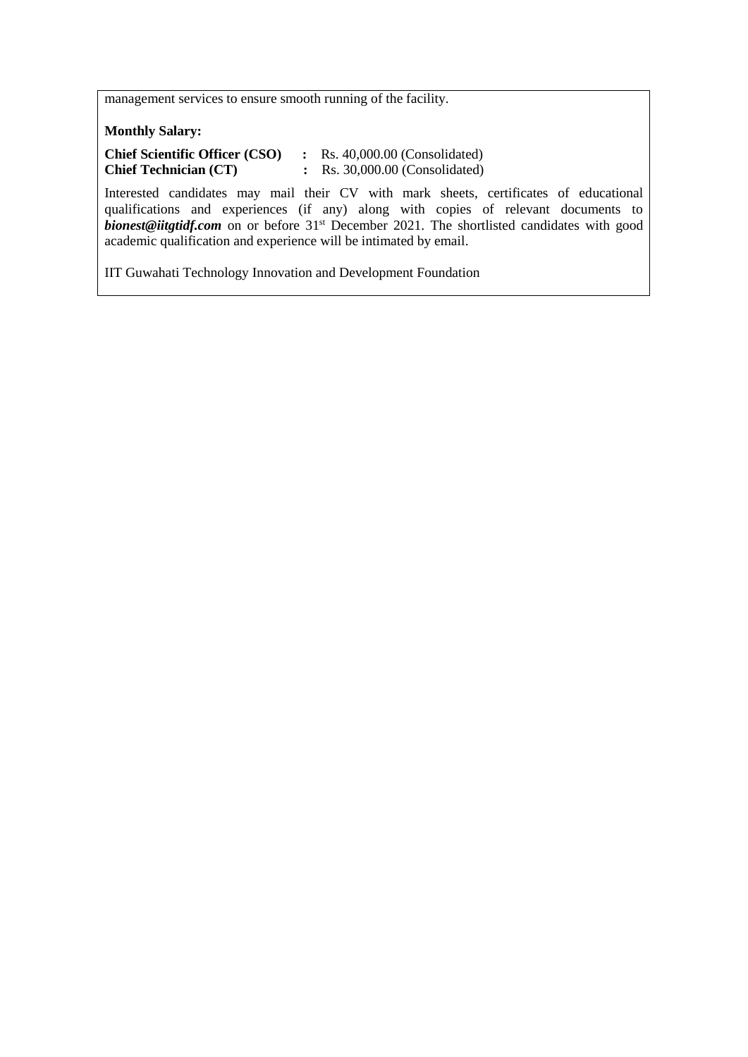management services to ensure smooth running of the facility.

**Monthly Salary:**

| | | |
|---|---|---|
| **Chief Scientific Officer (CSO)** | **:** | Rs. 40,000.00 (Consolidated) |
| **Chief Technician (CT)** | **:** | Rs. 30,000.00 (Consolidated) |

Interested candidates may mail their CV with mark sheets, certificates of educational qualifications and experiences (if any) along with copies of relevant documents to ***bionest@iitgtidf.com*** on or before 31st December 2021. The shortlisted candidates with good academic qualification and experience will be intimated by email.

IIT Guwahati Technology Innovation and Development Foundation